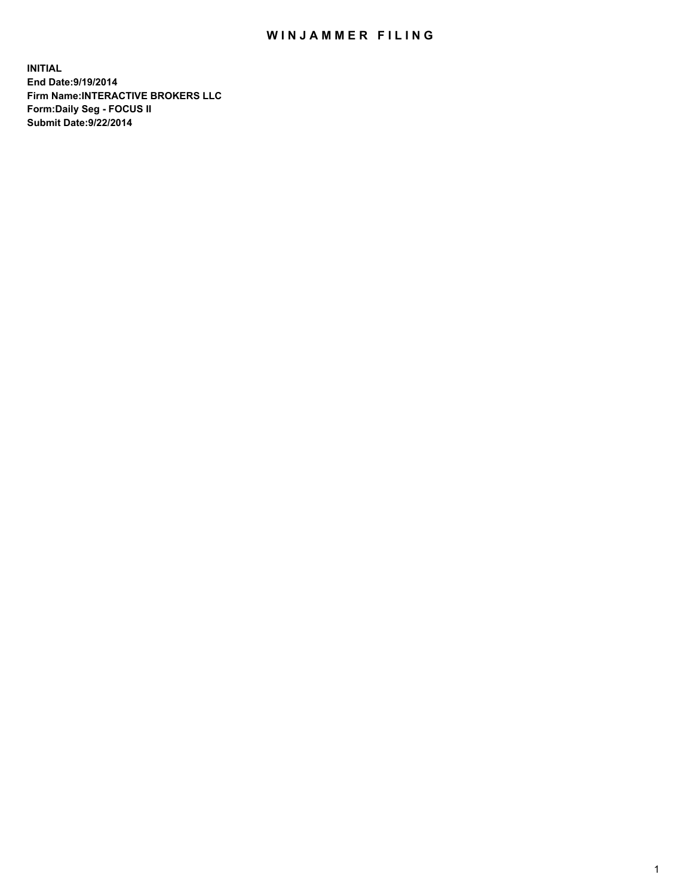# WINJAMMER FILING

**INITIAL**
**End Date:9/19/2014**
**Firm Name:INTERACTIVE BROKERS LLC**
**Form:Daily Seg - FOCUS II**
**Submit Date:9/22/2014**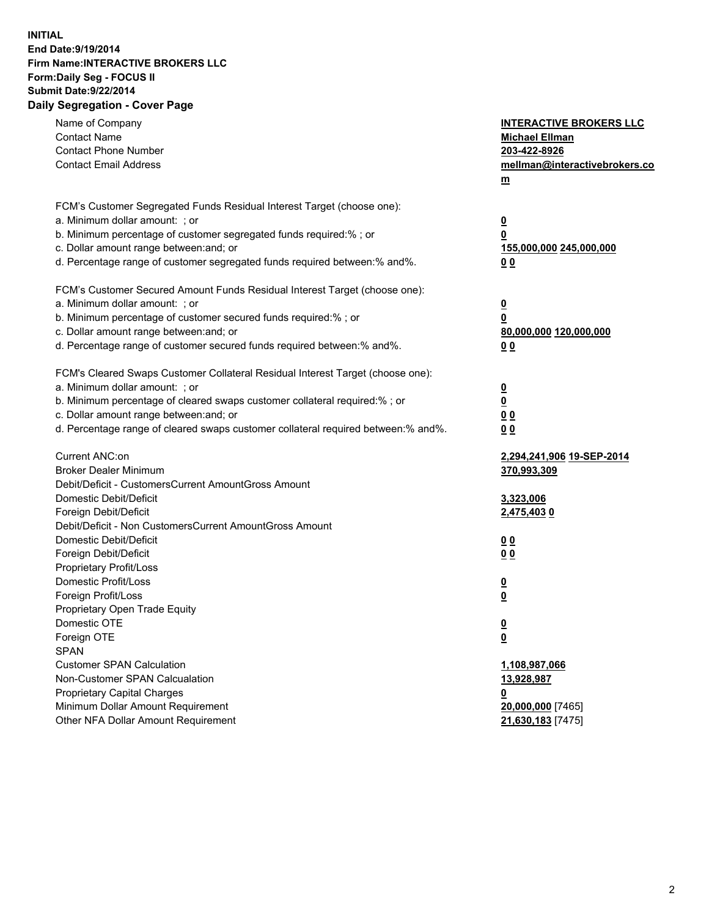**INITIAL**
**End Date:9/19/2014**
**Firm Name:INTERACTIVE BROKERS LLC**
**Form:Daily Seg - FOCUS II**
**Submit Date:9/22/2014**
**Daily Segregation - Cover Page**

| | |
|---|---|
| Name of Company | **INTERACTIVE BROKERS LLC** |
| Contact Name | **Michael Ellman** |
| Contact Phone Number | **203-422-8926** |
| Contact Email Address | **mellman@interactivebrokers.com** |
| | |
| FCM's Customer Segregated Funds Residual Interest Target (choose one): | |
| a. Minimum dollar amount: ; or | **0** |
| b. Minimum percentage of customer segregated funds required:% ; or | **0** |
| c. Dollar amount range between:and; or | **155,000,000 245,000,000** |
| d. Percentage range of customer segregated funds required between:% and%. | **0 0** |
| | |
| FCM's Customer Secured Amount Funds Residual Interest Target (choose one): | |
| a. Minimum dollar amount: ; or | **0** |
| b. Minimum percentage of customer secured funds required:% ; or | **0** |
| c. Dollar amount range between:and; or | **80,000,000 120,000,000** |
| d. Percentage range of customer secured funds required between:% and%. | **0 0** |
| | |
| FCM's Cleared Swaps Customer Collateral Residual Interest Target (choose one): | |
| a. Minimum dollar amount: ; or | **0** |
| b. Minimum percentage of cleared swaps customer collateral required:% ; or | **0** |
| c. Dollar amount range between:and; or | **0 0** |
| d. Percentage range of cleared swaps customer collateral required between:% and%. | **0 0** |
| | |
| Current ANC:on | **2,294,241,906 19-SEP-2014** |
| Broker Dealer Minimum | **370,993,309** |
| Debit/Deficit - CustomersCurrent AmountGross Amount | |
| Domestic Debit/Deficit | **3,323,006** |
| Foreign Debit/Deficit | **2,475,403 0** |
| Debit/Deficit - Non CustomersCurrent AmountGross Amount | |
| Domestic Debit/Deficit | **0 0** |
| Foreign Debit/Deficit | **0 0** |
| Proprietary Profit/Loss | |
| Domestic Profit/Loss | **0** |
| Foreign Profit/Loss | **0** |
| Proprietary Open Trade Equity | |
| Domestic OTE | **0** |
| Foreign OTE | **0** |
| SPAN | |
| Customer SPAN Calculation | **1,108,987,066** |
| Non-Customer SPAN Calcualation | **13,928,987** |
| Proprietary Capital Charges | **0** |
| Minimum Dollar Amount Requirement | **20,000,000** [7465] |
| Other NFA Dollar Amount Requirement | **21,630,183** [7475] |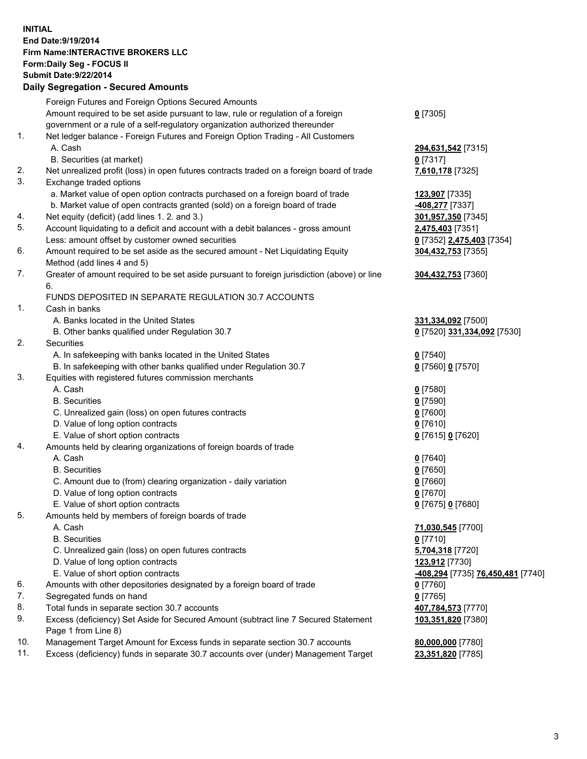**INITIAL**
**End Date:9/19/2014**
**Firm Name:INTERACTIVE BROKERS LLC**
**Form:Daily Seg - FOCUS II**
**Submit Date:9/22/2014**

## Daily Segregation - Secured Amounts

| | | |
|---|---|---|
| | Foreign Futures and Foreign Options Secured Amounts | |
| | Amount required to be set aside pursuant to law, rule or regulation of a foreign government or a rule of a self-regulatory organization authorized thereunder | **0** [7305] |
| 1. | Net ledger balance - Foreign Futures and Foreign Option Trading - All Customers | |
| | A. Cash | **294,631,542** [7315] |
| | B. Securities (at market) | **0** [7317] |
| 2. | Net unrealized profit (loss) in open futures contracts traded on a foreign board of trade | **7,610,178** [7325] |
| 3. | Exchange traded options | |
| | a. Market value of open option contracts purchased on a foreign board of trade | **123,907** [7335] |
| | b. Market value of open contracts granted (sold) on a foreign board of trade | **-408,277** [7337] |
| 4. | Net equity (deficit) (add lines 1. 2. and 3.) | **301,957,350** [7345] |
| 5. | Account liquidating to a deficit and account with a debit balances - gross amount | **2,475,403** [7351] |
| | Less: amount offset by customer owned securities | **0** [7352] **2,475,403** [7354] |
| 6. | Amount required to be set aside as the secured amount - Net Liquidating Equity Method (add lines 4 and 5) | **304,432,753** [7355] |
| 7. | Greater of amount required to be set aside pursuant to foreign jurisdiction (above) or line 6. | **304,432,753** [7360] |
| | FUNDS DEPOSITED IN SEPARATE REGULATION 30.7 ACCOUNTS | |
| 1. | Cash in banks | |
| | A. Banks located in the United States | **331,334,092** [7500] |
| | B. Other banks qualified under Regulation 30.7 | **0** [7520] **331,334,092** [7530] |
| 2. | Securities | |
| | A. In safekeeping with banks located in the United States | **0** [7540] |
| | B. In safekeeping with other banks qualified under Regulation 30.7 | **0** [7560] **0** [7570] |
| 3. | Equities with registered futures commission merchants | |
| | A. Cash | **0** [7580] |
| | B. Securities | **0** [7590] |
| | C. Unrealized gain (loss) on open futures contracts | **0** [7600] |
| | D. Value of long option contracts | **0** [7610] |
| | E. Value of short option contracts | **0** [7615] **0** [7620] |
| 4. | Amounts held by clearing organizations of foreign boards of trade | |
| | A. Cash | **0** [7640] |
| | B. Securities | **0** [7650] |
| | C. Amount due to (from) clearing organization - daily variation | **0** [7660] |
| | D. Value of long option contracts | **0** [7670] |
| | E. Value of short option contracts | **0** [7675] **0** [7680] |
| 5. | Amounts held by members of foreign boards of trade | |
| | A. Cash | **71,030,545** [7700] |
| | B. Securities | **0** [7710] |
| | C. Unrealized gain (loss) on open futures contracts | **5,704,318** [7720] |
| | D. Value of long option contracts | **123,912** [7730] |
| | E. Value of short option contracts | **-408,294** [7735] **76,450,481** [7740] |
| 6. | Amounts with other depositories designated by a foreign board of trade | **0** [7760] |
| 7. | Segregated funds on hand | **0** [7765] |
| 8. | Total funds in separate section 30.7 accounts | **407,784,573** [7770] |
| 9. | Excess (deficiency) Set Aside for Secured Amount (subtract line 7 Secured Statement Page 1 from Line 8) | **103,351,820** [7380] |
| 10. | Management Target Amount for Excess funds in separate section 30.7 accounts | **80,000,000** [7780] |
| 11. | Excess (deficiency) funds in separate 30.7 accounts over (under) Management Target | **23,351,820** [7785] |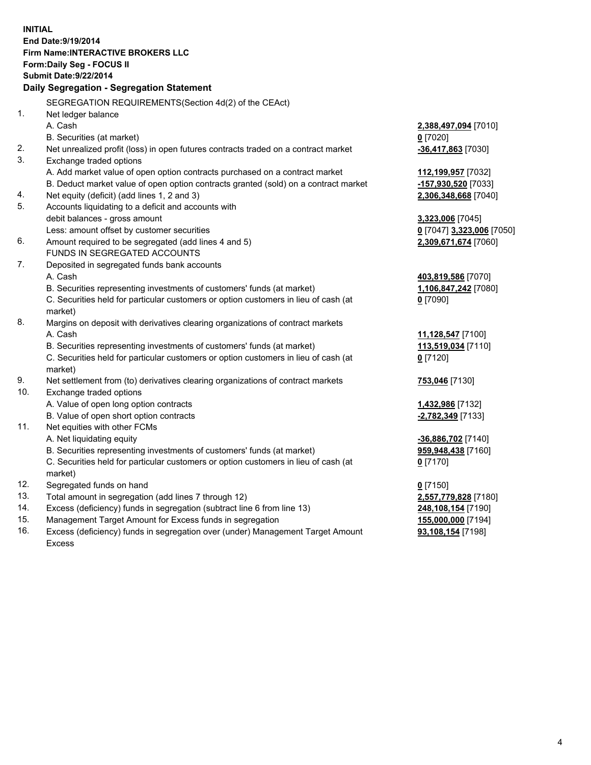**INITIAL**
**End Date:9/19/2014**
**Firm Name:INTERACTIVE BROKERS LLC**
**Form:Daily Seg - FOCUS II**
**Submit Date:9/22/2014**

## Daily Segregation - Segregation Statement

SEGREGATION REQUIREMENTS(Section 4d(2) of the CEAct)

| | | |
|---|---|---|
| 1. | Net ledger balance | |
| | A. Cash | **2,388,497,094** [7010] |
| | B. Securities (at market) | **0** [7020] |
| 2. | Net unrealized profit (loss) in open futures contracts traded on a contract market | **-36,417,863** [7030] |
| 3. | Exchange traded options | |
| | A. Add market value of open option contracts purchased on a contract market | **112,199,957** [7032] |
| | B. Deduct market value of open option contracts granted (sold) on a contract market | **-157,930,520** [7033] |
| 4. | Net equity (deficit) (add lines 1, 2 and 3) | **2,306,348,668** [7040] |
| 5. | Accounts liquidating to a deficit and accounts with debit balances - gross amount | **3,323,006** [7045] |
| | Less: amount offset by customer securities | **0** [7047] **3,323,006** [7050] |
| 6. | Amount required to be segregated (add lines 4 and 5) | **2,309,671,674** [7060] |
| | FUNDS IN SEGREGATED ACCOUNTS | |
| 7. | Deposited in segregated funds bank accounts | |
| | A. Cash | **403,819,586** [7070] |
| | B. Securities representing investments of customers' funds (at market) | **1,106,847,242** [7080] |
| | C. Securities held for particular customers or option customers in lieu of cash (at market) | **0** [7090] |
| 8. | Margins on deposit with derivatives clearing organizations of contract markets | |
| | A. Cash | **11,128,547** [7100] |
| | B. Securities representing investments of customers' funds (at market) | **113,519,034** [7110] |
| | C. Securities held for particular customers or option customers in lieu of cash (at market) | **0** [7120] |
| 9. | Net settlement from (to) derivatives clearing organizations of contract markets | **753,046** [7130] |
| 10. | Exchange traded options | |
| | A. Value of open long option contracts | **1,432,986** [7132] |
| | B. Value of open short option contracts | **-2,782,349** [7133] |
| 11. | Net equities with other FCMs | |
| | A. Net liquidating equity | **-36,886,702** [7140] |
| | B. Securities representing investments of customers' funds (at market) | **959,948,438** [7160] |
| | C. Securities held for particular customers or option customers in lieu of cash (at market) | **0** [7170] |
| 12. | Segregated funds on hand | **0** [7150] |
| 13. | Total amount in segregation (add lines 7 through 12) | **2,557,779,828** [7180] |
| 14. | Excess (deficiency) funds in segregation (subtract line 6 from line 13) | **248,108,154** [7190] |
| 15. | Management Target Amount for Excess funds in segregation | **155,000,000** [7194] |
| 16. | Excess (deficiency) funds in segregation over (under) Management Target Amount Excess | **93,108,154** [7198] |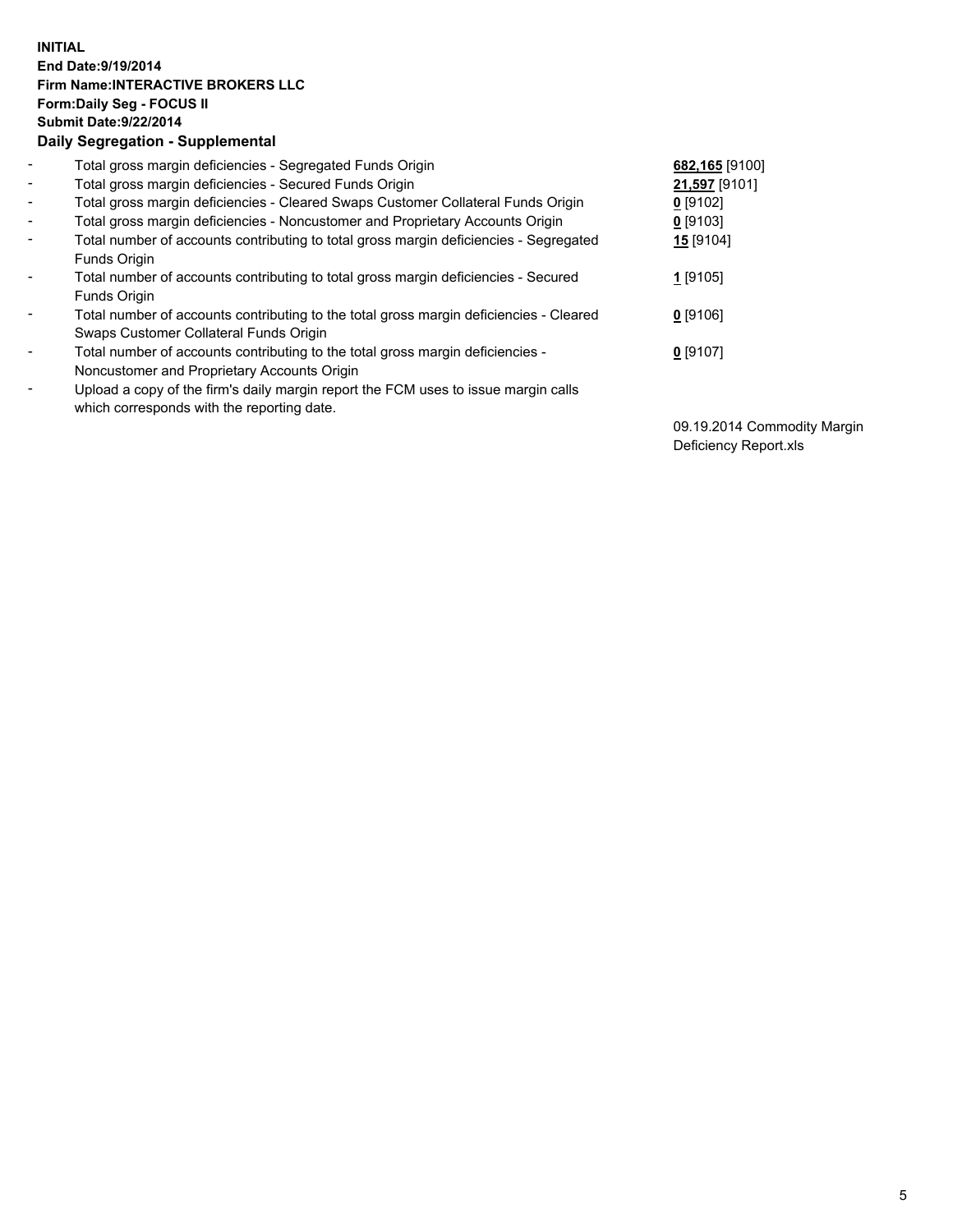**INITIAL**
**End Date:9/19/2014**
**Firm Name:INTERACTIVE BROKERS LLC**
**Form:Daily Seg - FOCUS II**
**Submit Date:9/22/2014**
**Daily Segregation - Supplemental**

| | | |
|---|---|---|
| - | Total gross margin deficiencies - Segregated Funds Origin | **682,165** [9100] |
| - | Total gross margin deficiencies - Secured Funds Origin | **21,597** [9101] |
| - | Total gross margin deficiencies - Cleared Swaps Customer Collateral Funds Origin | **0** [9102] |
| - | Total gross margin deficiencies - Noncustomer and Proprietary Accounts Origin | **0** [9103] |
| - | Total number of accounts contributing to total gross margin deficiencies - Segregated Funds Origin | **15** [9104] |
| - | Total number of accounts contributing to total gross margin deficiencies - Secured Funds Origin | **1** [9105] |
| - | Total number of accounts contributing to the total gross margin deficiencies - Cleared Swaps Customer Collateral Funds Origin | **0** [9106] |
| - | Total number of accounts contributing to the total gross margin deficiencies - Noncustomer and Proprietary Accounts Origin | **0** [9107] |
| - | Upload a copy of the firm's daily margin report the FCM uses to issue margin calls which corresponds with the reporting date. | 09.19.2014 Commodity Margin Deficiency Report.xls |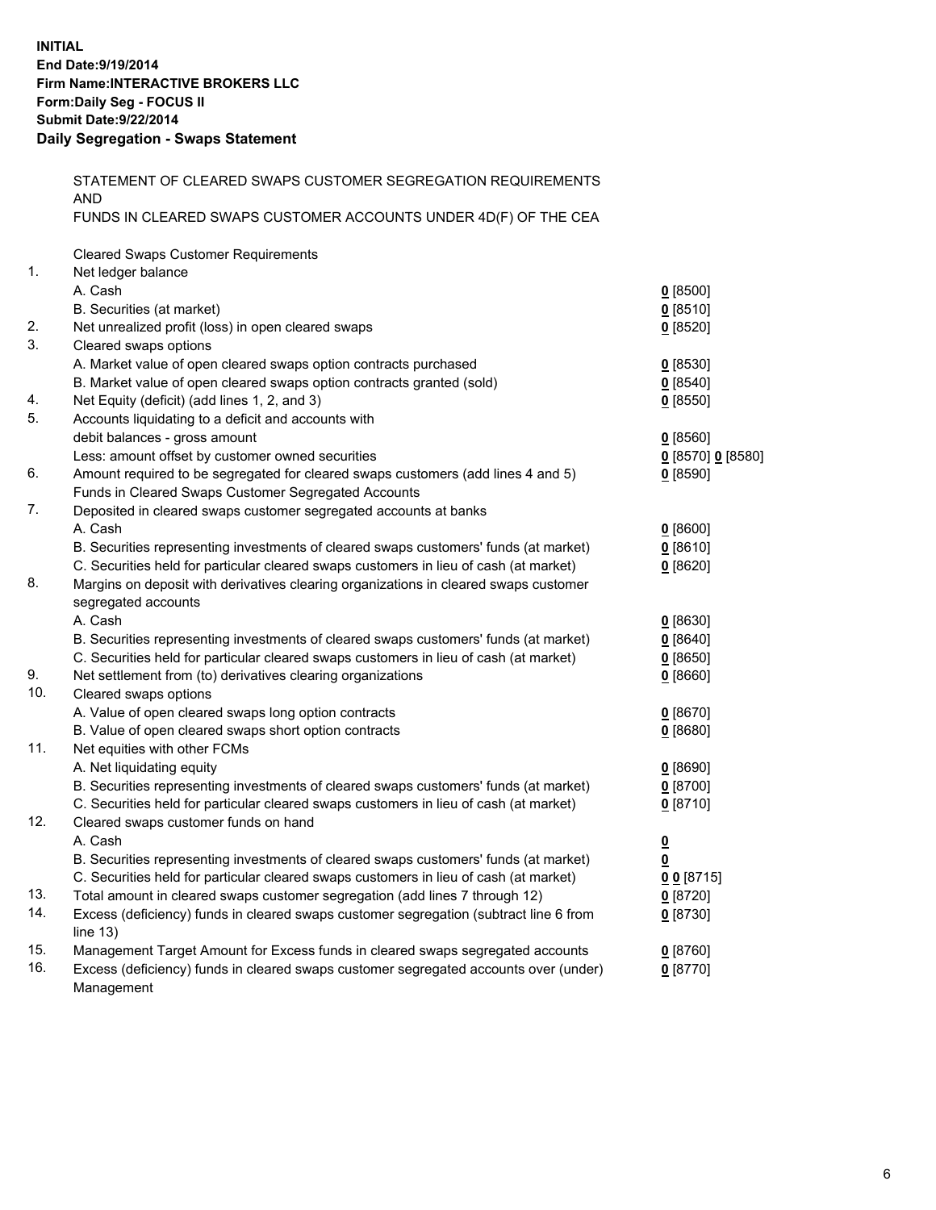**INITIAL**
**End Date:9/19/2014**
**Firm Name:INTERACTIVE BROKERS LLC**
**Form:Daily Seg - FOCUS II**
**Submit Date:9/22/2014**
**Daily Segregation - Swaps Statement**

STATEMENT OF CLEARED SWAPS CUSTOMER SEGREGATION REQUIREMENTS AND FUNDS IN CLEARED SWAPS CUSTOMER ACCOUNTS UNDER 4D(F) OF THE CEA

| | | |
|---|---|---|
| | Cleared Swaps Customer Requirements | |
| 1. | Net ledger balance | |
| | A. Cash | 0 [8500] |
| | B. Securities (at market) | 0 [8510] |
| 2. | Net unrealized profit (loss) in open cleared swaps | 0 [8520] |
| 3. | Cleared swaps options | |
| | A. Market value of open cleared swaps option contracts purchased | 0 [8530] |
| | B. Market value of open cleared swaps option contracts granted (sold) | 0 [8540] |
| 4. | Net Equity (deficit) (add lines 1, 2, and 3) | 0 [8550] |
| 5. | Accounts liquidating to a deficit and accounts with debit balances - gross amount | 0 [8560] |
| | Less: amount offset by customer owned securities | 0 [8570] 0 [8580] |
| 6. | Amount required to be segregated for cleared swaps customers (add lines 4 and 5) | 0 [8590] |
| | Funds in Cleared Swaps Customer Segregated Accounts | |
| 7. | Deposited in cleared swaps customer segregated accounts at banks | |
| | A. Cash | 0 [8600] |
| | B. Securities representing investments of cleared swaps customers' funds (at market) | 0 [8610] |
| | C. Securities held for particular cleared swaps customers in lieu of cash (at market) | 0 [8620] |
| 8. | Margins on deposit with derivatives clearing organizations in cleared swaps customer segregated accounts | |
| | A. Cash | 0 [8630] |
| | B. Securities representing investments of cleared swaps customers' funds (at market) | 0 [8640] |
| | C. Securities held for particular cleared swaps customers in lieu of cash (at market) | 0 [8650] |
| 9. | Net settlement from (to) derivatives clearing organizations | 0 [8660] |
| 10. | Cleared swaps options | |
| | A. Value of open cleared swaps long option contracts | 0 [8670] |
| | B. Value of open cleared swaps short option contracts | 0 [8680] |
| 11. | Net equities with other FCMs | |
| | A. Net liquidating equity | 0 [8690] |
| | B. Securities representing investments of cleared swaps customers' funds (at market) | 0 [8700] |
| | C. Securities held for particular cleared swaps customers in lieu of cash (at market) | 0 [8710] |
| 12. | Cleared swaps customer funds on hand | |
| | A. Cash | 0 |
| | B. Securities representing investments of cleared swaps customers' funds (at market) | 0 |
| | C. Securities held for particular cleared swaps customers in lieu of cash (at market) | 0 0 [8715] |
| 13. | Total amount in cleared swaps customer segregation (add lines 7 through 12) | 0 [8720] |
| 14. | Excess (deficiency) funds in cleared swaps customer segregation (subtract line 6 from line 13) | 0 [8730] |
| 15. | Management Target Amount for Excess funds in cleared swaps segregated accounts | 0 [8760] |
| 16. | Excess (deficiency) funds in cleared swaps customer segregated accounts over (under) Management | 0 [8770] |